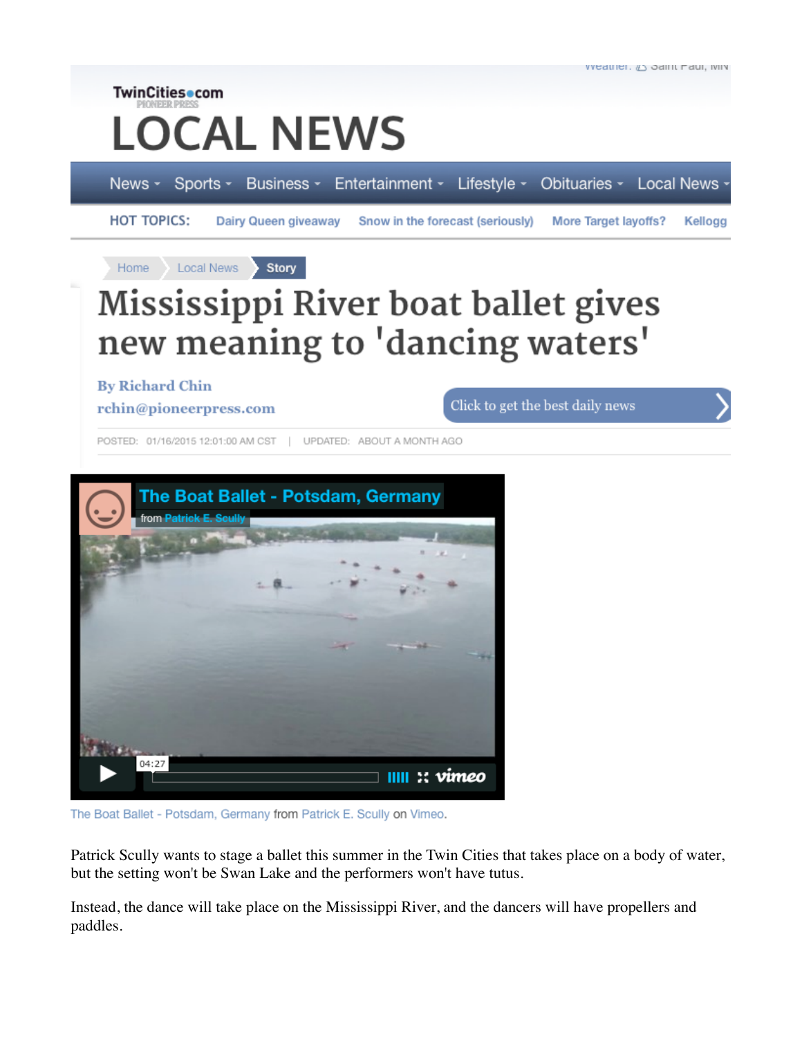TwinCities.com PIONEER PRESS

# LOCAL NEWS

News · Sports · Business · Entertainment · Lifestyle · Obituaries · Local News

HOT TOPICS: Dairy Queen giveaway | Snow in the forecast (seriously) | More Target layoffs? | Kellogg

Home > Local News > Story

# Mississippi River boat ballet gives new meaning to 'dancing waters'

By Richard Chin
rchin@pioneerpress.com

Click to get the best daily news

POSTED: 01/16/2015 12:01:00 AM CST | UPDATED: ABOUT A MONTH AGO

The Boat Ballet - Potsdam, Germany from Patrick E. Scully on Vimeo.

Patrick Scully wants to stage a ballet this summer in the Twin Cities that takes place on a body of water, but the setting won't be Swan Lake and the performers won't have tutus.

Instead, the dance will take place on the Mississippi River, and the dancers will have propellers and paddles.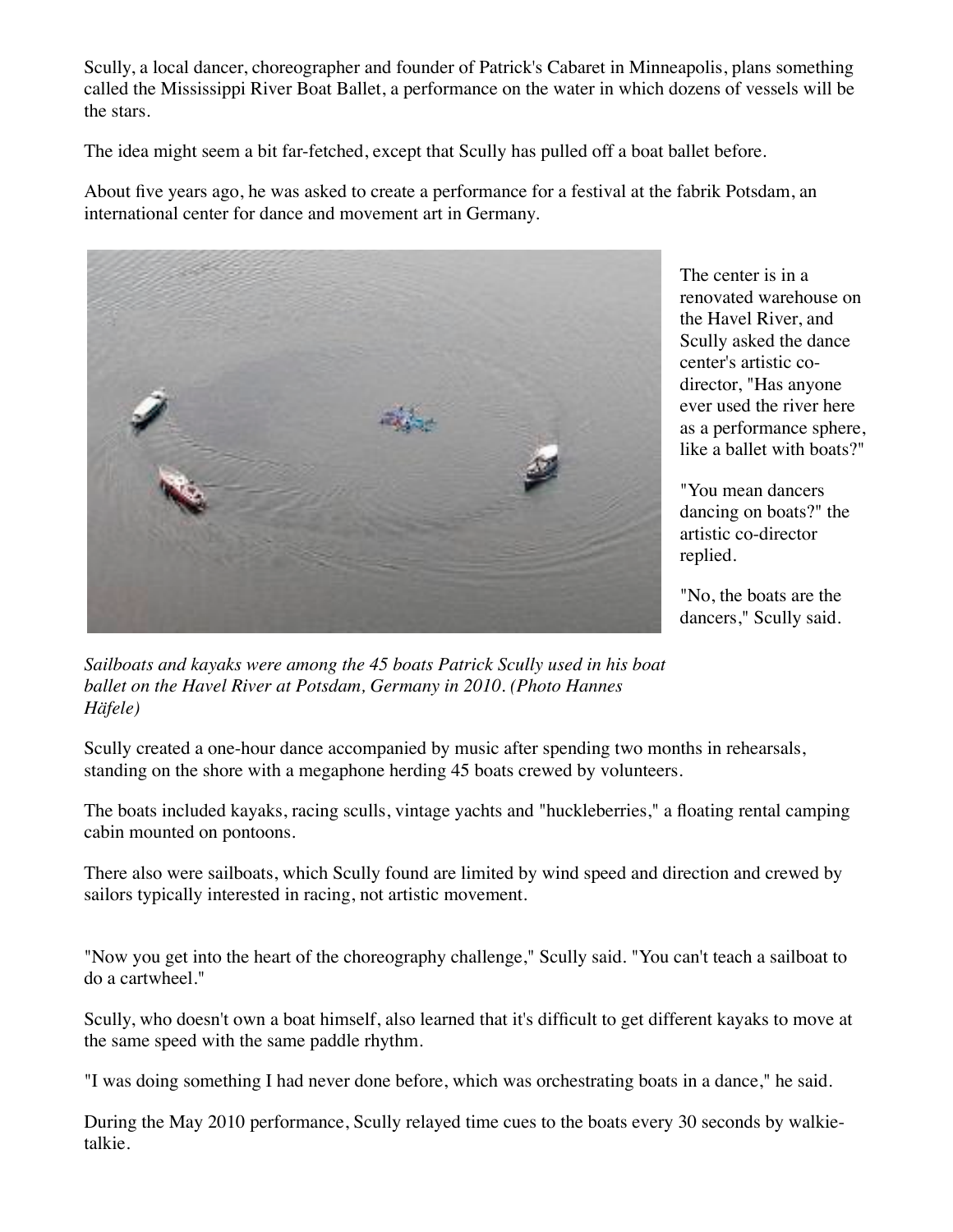Scully, a local dancer, choreographer and founder of Patrick's Cabaret in Minneapolis, plans something called the Mississippi River Boat Ballet, a performance on the water in which dozens of vessels will be the stars.

The idea might seem a bit far-fetched, except that Scully has pulled off a boat ballet before.

About five years ago, he was asked to create a performance for a festival at the fabrik Potsdam, an international center for dance and movement art in Germany.

The center is in a renovated warehouse on the Havel River, and Scully asked the dance center's artistic co-director, "Has anyone ever used the river here as a performance sphere, like a ballet with boats?"

"You mean dancers dancing on boats?" the artistic co-director replied.

"No, the boats are the dancers," Scully said.

*Sailboats and kayaks were among the 45 boats Patrick Scully used in his boat ballet on the Havel River at Potsdam, Germany in 2010. (Photo Hannes Häfele)*

Scully created a one-hour dance accompanied by music after spending two months in rehearsals, standing on the shore with a megaphone herding 45 boats crewed by volunteers.

The boats included kayaks, racing sculls, vintage yachts and "huckleberries," a floating rental camping cabin mounted on pontoons.

There also were sailboats, which Scully found are limited by wind speed and direction and crewed by sailors typically interested in racing, not artistic movement.

"Now you get into the heart of the choreography challenge," Scully said. "You can't teach a sailboat to do a cartwheel."

Scully, who doesn't own a boat himself, also learned that it's difficult to get different kayaks to move at the same speed with the same paddle rhythm.

"I was doing something I had never done before, which was orchestrating boats in a dance," he said.

During the May 2010 performance, Scully relayed time cues to the boats every 30 seconds by walkie-talkie.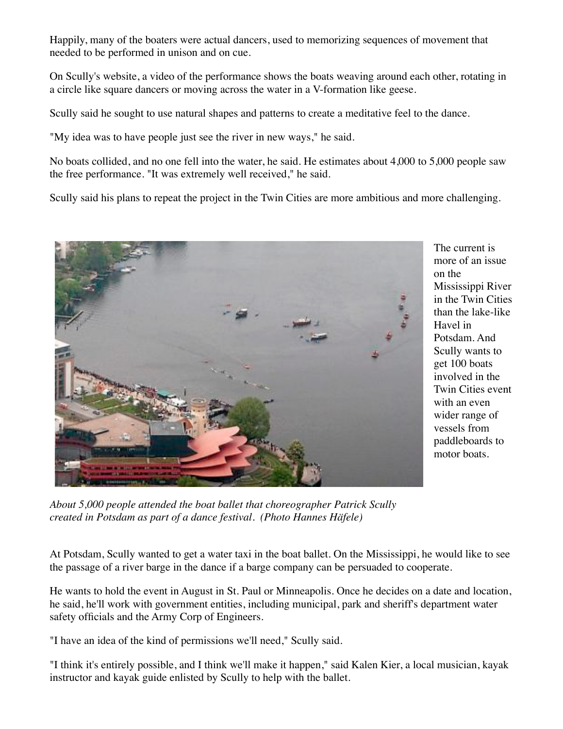Happily, many of the boaters were actual dancers, used to memorizing sequences of movement that needed to be performed in unison and on cue.

On Scully's website, a video of the performance shows the boats weaving around each other, rotating in a circle like square dancers or moving across the water in a V-formation like geese.

Scully said he sought to use natural shapes and patterns to create a meditative feel to the dance.

"My idea was to have people just see the river in new ways," he said.

No boats collided, and no one fell into the water, he said. He estimates about 4,000 to 5,000 people saw the free performance. "It was extremely well received," he said.

Scully said his plans to repeat the project in the Twin Cities are more ambitious and more challenging.

The current is more of an issue on the Mississippi River in the Twin Cities than the lake-like Havel in Potsdam. And Scully wants to get 100 boats involved in the Twin Cities event with an even wider range of vessels from paddleboards to motor boats.

*About 5,000 people attended the boat ballet that choreographer Patrick Scully created in Potsdam as part of a dance festival. (Photo Hannes Häfele)*

At Potsdam, Scully wanted to get a water taxi in the boat ballet. On the Mississippi, he would like to see the passage of a river barge in the dance if a barge company can be persuaded to cooperate.

He wants to hold the event in August in St. Paul or Minneapolis. Once he decides on a date and location, he said, he'll work with government entities, including municipal, park and sheriff's department water safety officials and the Army Corp of Engineers.

"I have an idea of the kind of permissions we'll need," Scully said.

"I think it's entirely possible, and I think we'll make it happen," said Kalen Kier, a local musician, kayak instructor and kayak guide enlisted by Scully to help with the ballet.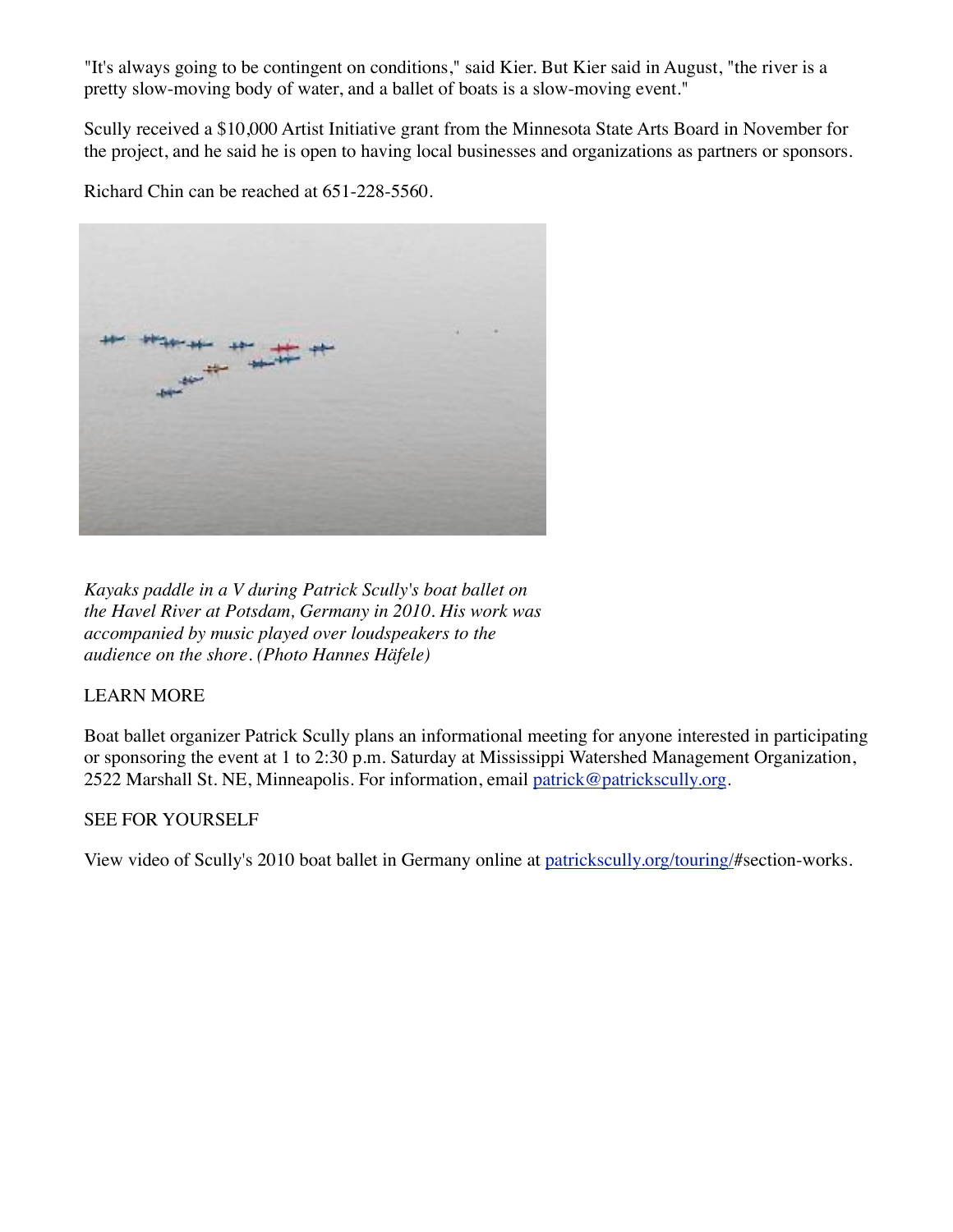"It's always going to be contingent on conditions," said Kier. But Kier said in August, "the river is a pretty slow-moving body of water, and a ballet of boats is a slow-moving event."

Scully received a $10,000 Artist Initiative grant from the Minnesota State Arts Board in November for the project, and he said he is open to having local businesses and organizations as partners or sponsors.

Richard Chin can be reached at 651-228-5560.

*Kayaks paddle in a V during Patrick Scully's boat ballet on the Havel River at Potsdam, Germany in 2010. His work was accompanied by music played over loudspeakers to the audience on the shore. (Photo Hannes Häfele)*

LEARN MORE

Boat ballet organizer Patrick Scully plans an informational meeting for anyone interested in participating or sponsoring the event at 1 to 2:30 p.m. Saturday at Mississippi Watershed Management Organization, 2522 Marshall St. NE, Minneapolis. For information, email [patrick@patrickscully.org](mailto:patrick@patrickscully.org).

SEE FOR YOURSELF

View video of Scully's 2010 boat ballet in Germany online at [patrickscully.org/touring/](patrickscully.org/touring/)#section-works.